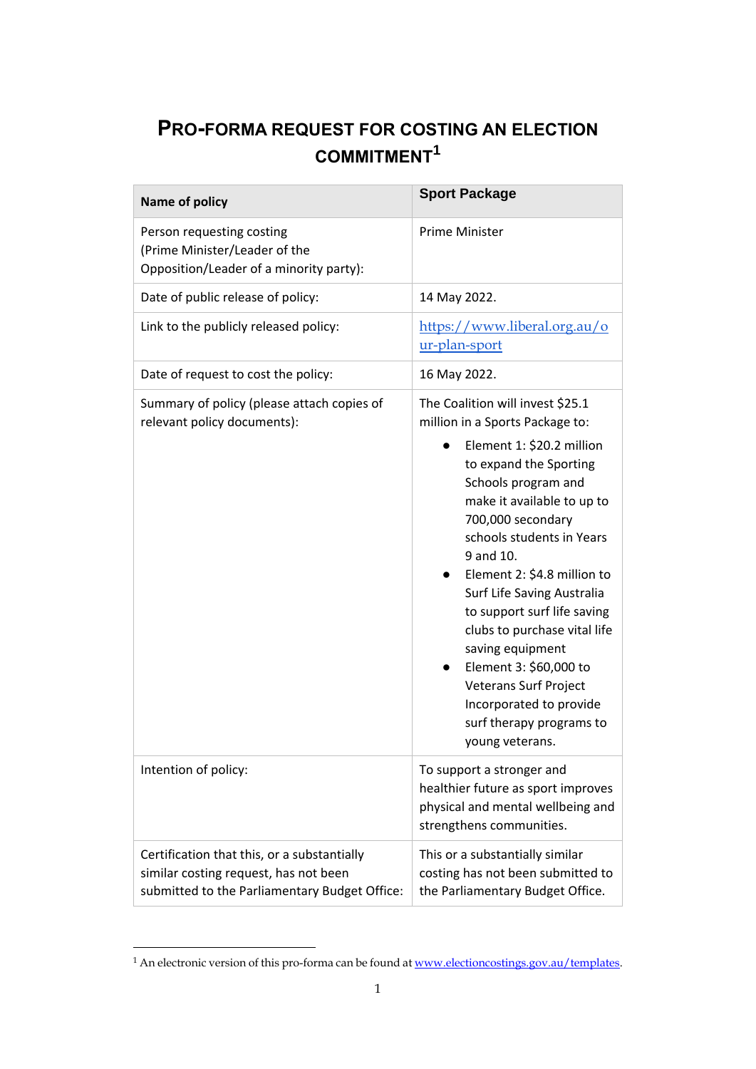# PRO-FORMA REQUEST FOR COSTING AN ELECTION COMMITMENT[1]

| Name of policy | Sport Package |
|---|---|
| Person requesting costing (Prime Minister/Leader of the Opposition/Leader of a minority party): | Prime Minister |
| Date of public release of policy: | 14 May 2022. |
| Link to the publicly released policy: | https://www.liberal.org.au/our-plan-sport |
| Date of request to cost the policy: | 16 May 2022. |
| Summary of policy (please attach copies of relevant policy documents): | The Coalition will invest $25.1 million in a Sports Package to:<br>• Element 1: $20.2 million to expand the Sporting Schools program and make it available to up to 700,000 secondary schools students in Years 9 and 10.<br>• Element 2: $4.8 million to Surf Life Saving Australia to support surf life saving clubs to purchase vital life saving equipment<br>• Element 3: $60,000 to Veterans Surf Project Incorporated to provide surf therapy programs to young veterans. |
| Intention of policy: | To support a stronger and healthier future as sport improves physical and mental wellbeing and strengthens communities. |
| Certification that this, or a substantially similar costing request, has not been submitted to the Parliamentary Budget Office: | This or a substantially similar costing has not been submitted to the Parliamentary Budget Office. |

[1] An electronic version of this pro-forma can be found at www.electioncostings.gov.au/templates.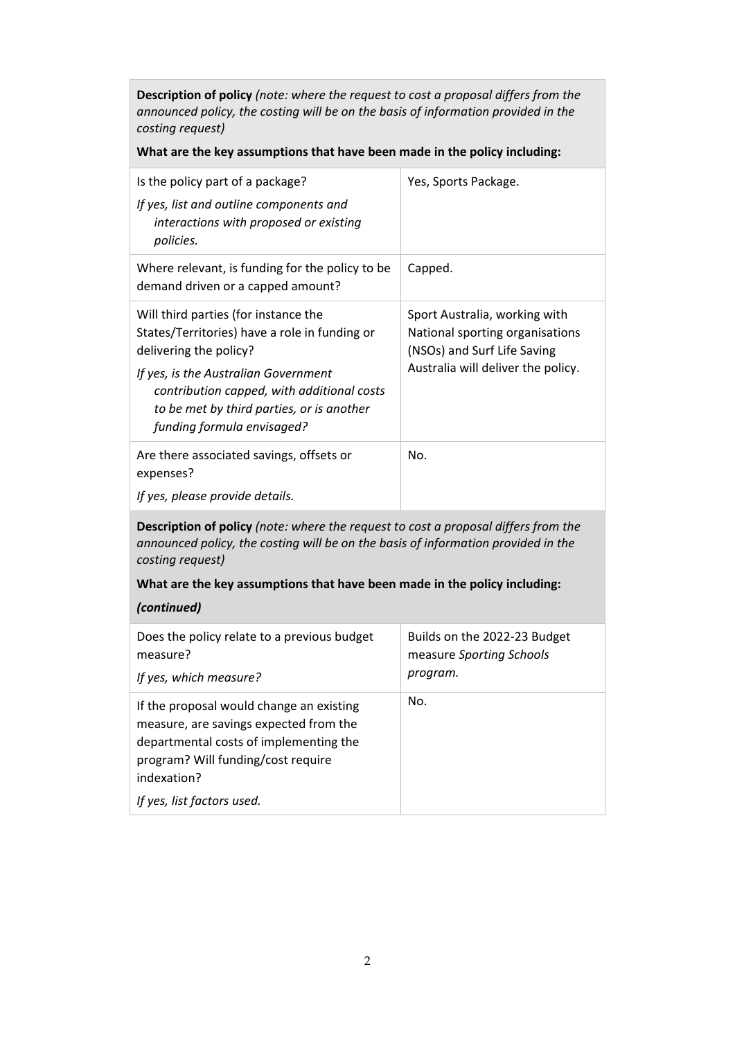| **Description of policy** *(note: where the request to cost a proposal differs from the announced policy, the costing will be on the basis of information provided in the costing request)* **What are the key assumptions that have been made in the policy including:** | |
|---|---|
| Is the policy part of a package? *If yes, list and outline components and interactions with proposed or existing policies.* | Yes, Sports Package. |
| Where relevant, is funding for the policy to be demand driven or a capped amount? | Capped. |
| Will third parties (for instance the States/Territories) have a role in funding or delivering the policy? *If yes, is the Australian Government contribution capped, with additional costs to be met by third parties, or is another funding formula envisaged?* | Sport Australia, working with National sporting organisations (NSOs) and Surf Life Saving Australia will deliver the policy. |
| Are there associated savings, offsets or expenses? *If yes, please provide details.* | No. |

| **Description of policy** *(note: where the request to cost a proposal differs from the announced policy, the costing will be on the basis of information provided in the costing request)* **What are the key assumptions that have been made in the policy including:** ***(continued)*** | |
|---|---|
| Does the policy relate to a previous budget measure? *If yes, which measure?* | Builds on the 2022-23 Budget measure *Sporting Schools program.* |
| If the proposal would change an existing measure, are savings expected from the departmental costs of implementing the program? Will funding/cost require indexation? *If yes, list factors used.* | No. |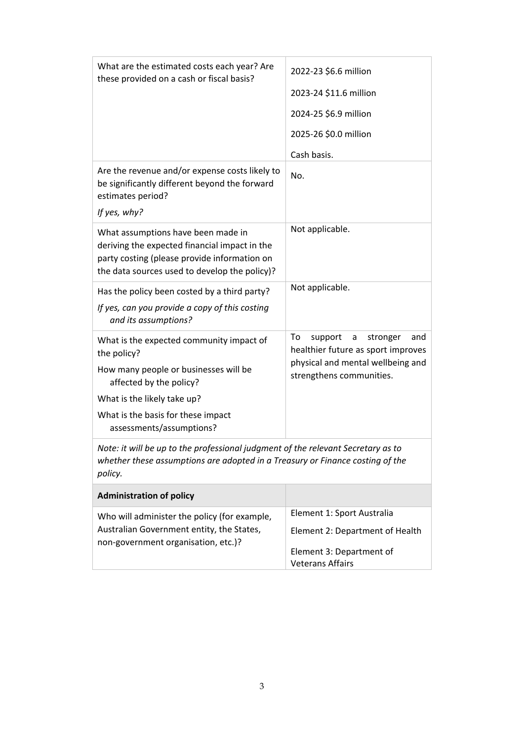| | |
|---|---|
| What are the estimated costs each year? Are these provided on a cash or fiscal basis? | 2022-23 $6.6 million<br>2023-24 $11.6 million<br>2024-25 $6.9 million<br>2025-26 $0.0 million<br>Cash basis. |
| Are the revenue and/or expense costs likely to be significantly different beyond the forward estimates period?<br>*If yes, why?* | No. |
| What assumptions have been made in deriving the expected financial impact in the party costing (please provide information on the data sources used to develop the policy)? | Not applicable. |
| Has the policy been costed by a third party?<br>*If yes, can you provide a copy of this costing and its assumptions?* | Not applicable. |
| What is the expected community impact of the policy?<br>How many people or businesses will be affected by the policy?<br>What is the likely take up?<br>What is the basis for these impact assessments/assumptions? | To support a stronger and healthier future as sport improves physical and mental wellbeing and strengthens communities. |
| *Note: it will be up to the professional judgment of the relevant Secretary as to whether these assumptions are adopted in a Treasury or Finance costing of the policy.* | |
| **Administration of policy** | |
| Who will administer the policy (for example, Australian Government entity, the States, non-government organisation, etc.)? | Element 1: Sport Australia<br>Element 2: Department of Health<br>Element 3: Department of Veterans Affairs |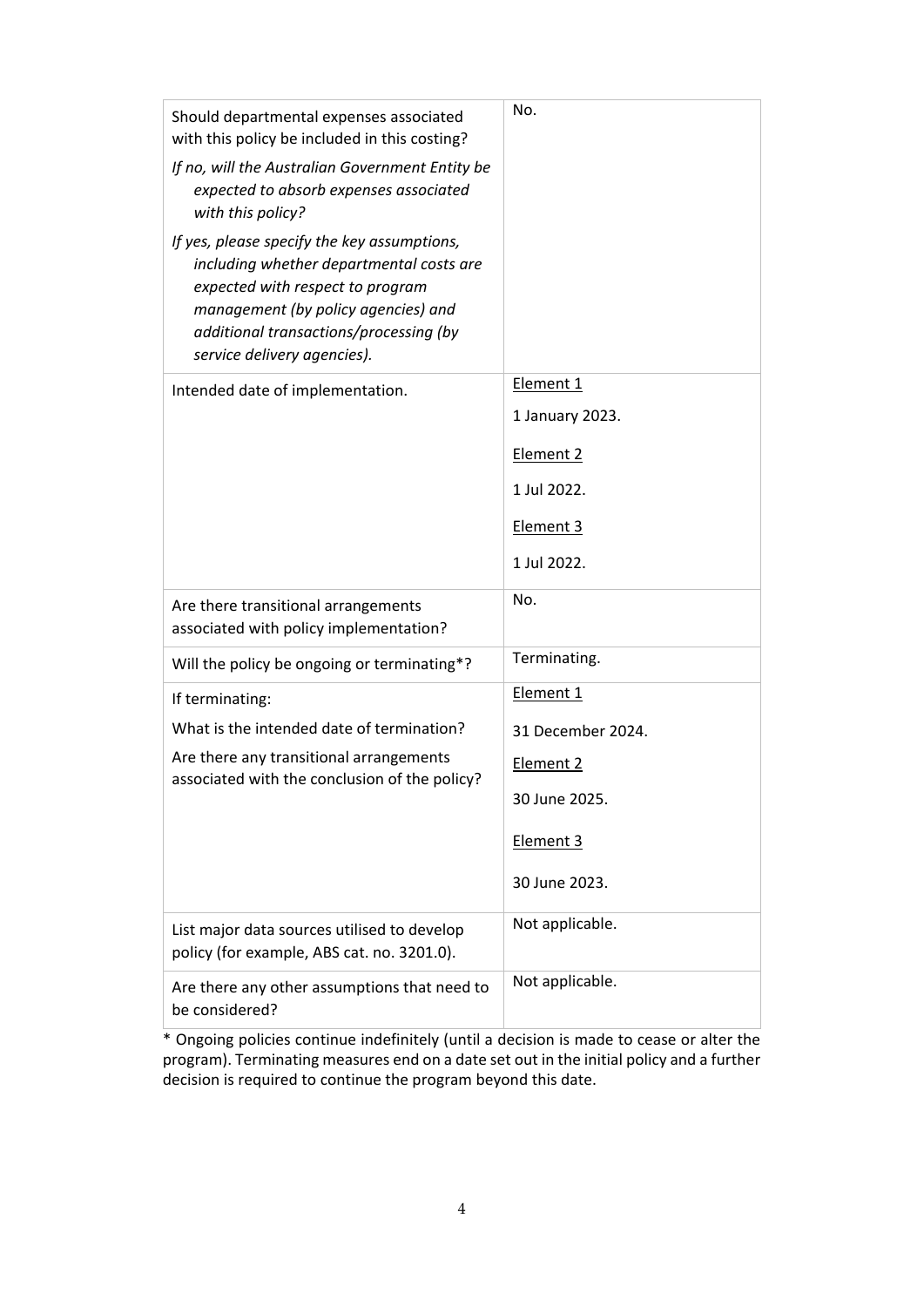| | |
|---|---|
| Should departmental expenses associated with this policy be included in this costing?<br>*If no, will the Australian Government Entity be expected to absorb expenses associated with this policy?*<br>*If yes, please specify the key assumptions, including whether departmental costs are expected with respect to program management (by policy agencies) and additional transactions/processing (by service delivery agencies).* | No. |
| Intended date of implementation. | Element 1<br>1 January 2023.<br>Element 2<br>1 Jul 2022.<br>Element 3<br>1 Jul 2022. |
| Are there transitional arrangements associated with policy implementation? | No. |
| Will the policy be ongoing or terminating*? | Terminating. |
| If terminating:<br>What is the intended date of termination?<br>Are there any transitional arrangements associated with the conclusion of the policy? | Element 1<br>31 December 2024.<br>Element 2<br>30 June 2025.<br>Element 3<br>30 June 2023. |
| List major data sources utilised to develop policy (for example, ABS cat. no. 3201.0). | Not applicable. |
| Are there any other assumptions that need to be considered? | Not applicable. |

* Ongoing policies continue indefinitely (until a decision is made to cease or alter the program). Terminating measures end on a date set out in the initial policy and a further decision is required to continue the program beyond this date.